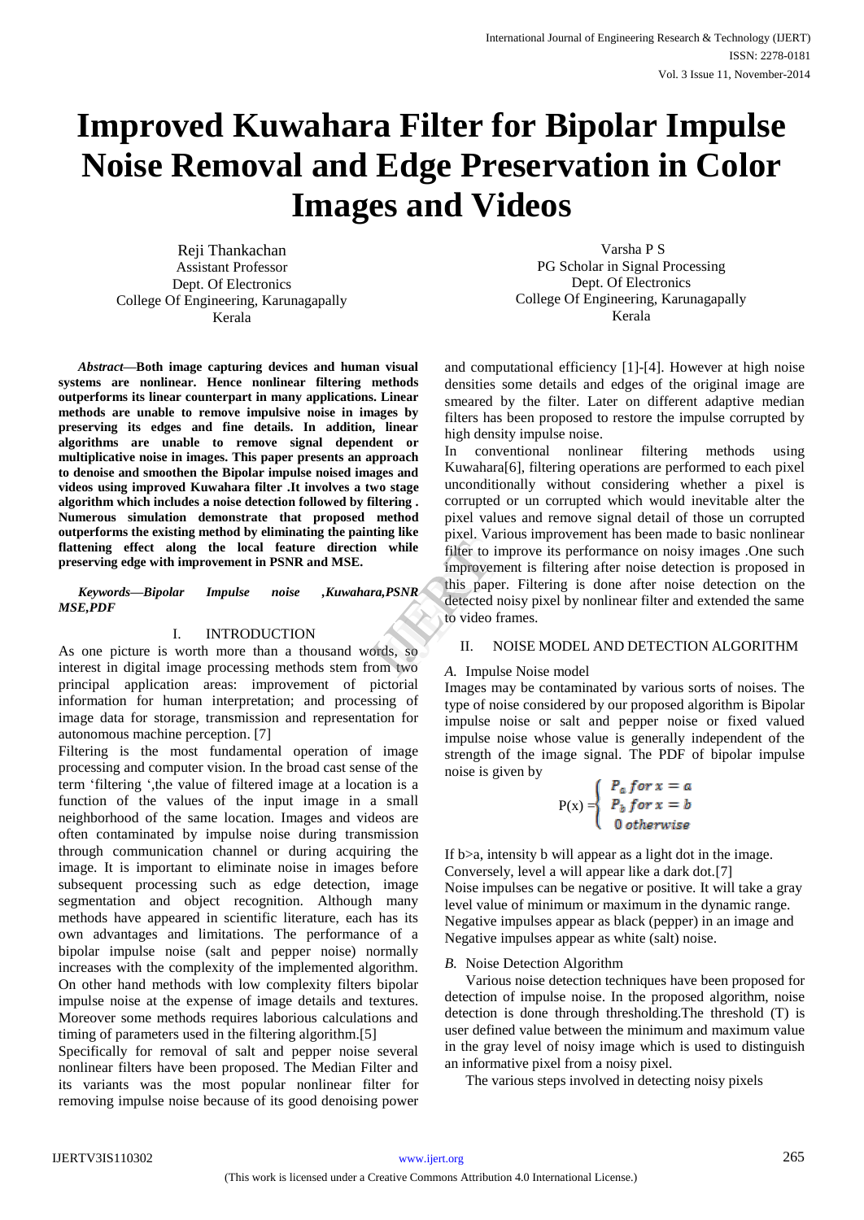# Improved Kuwahara Filter for Bipolar Impulse Noise Removal and Edge Preservation in Color Images and Videos

Reji Thankachan
Assistant Professor
Dept. Of Electronics
College Of Engineering, Karunagapally
Kerala

Varsha P S
PG Scholar in Signal Processing
Dept. Of Electronics
College Of Engineering, Karunagapally
Kerala

***Abstract*****—Both image capturing devices and human visual systems are nonlinear. Hence nonlinear filtering methods outperforms its linear counterpart in many applications. Linear methods are unable to remove impulsive noise in images by preserving its edges and fine details. In addition, linear algorithms are unable to remove signal dependent or multiplicative noise in images. This paper presents an approach to denoise and smoothen the Bipolar impulse noised images and videos using improved Kuwahara filter .It involves a two stage algorithm which includes a noise detection followed by filtering . Numerous simulation demonstrate that proposed method outperforms the existing method by eliminating the painting like flattening effect along the local feature direction while preserving edge with improvement in PSNR and MSE.**

***Keywords—Bipolar Impulse noise ,Kuwahara,PSNR MSE,PDF***

## I. INTRODUCTION

As one picture is worth more than a thousand words, so interest in digital image processing methods stem from two principal application areas: improvement of pictorial information for human interpretation; and processing of image data for storage, transmission and representation for autonomous machine perception. [7]

Filtering is the most fundamental operation of image processing and computer vision. In the broad cast sense of the term 'filtering ',the value of filtered image at a location is a function of the values of the input image in a small neighborhood of the same location. Images and videos are often contaminated by impulse noise during transmission through communication channel or during acquiring the image. It is important to eliminate noise in images before subsequent processing such as edge detection, image segmentation and object recognition. Although many methods have appeared in scientific literature, each has its own advantages and limitations. The performance of a bipolar impulse noise (salt and pepper noise) normally increases with the complexity of the implemented algorithm. On other hand methods with low complexity filters bipolar impulse noise at the expense of image details and textures. Moreover some methods requires laborious calculations and timing of parameters used in the filtering algorithm.[5]

Specifically for removal of salt and pepper noise several nonlinear filters have been proposed. The Median Filter and its variants was the most popular nonlinear filter for removing impulse noise because of its good denoising power and computational efficiency [1]-[4]. However at high noise densities some details and edges of the original image are smeared by the filter. Later on different adaptive median filters has been proposed to restore the impulse corrupted by high density impulse noise.

In conventional nonlinear filtering methods using Kuwahara[6], filtering operations are performed to each pixel unconditionally without considering whether a pixel is corrupted or un corrupted which would inevitable alter the pixel values and remove signal detail of those un corrupted pixel. Various improvement has been made to basic nonlinear filter to improve its performance on noisy images .One such improvement is filtering after noise detection is proposed in this paper. Filtering is done after noise detection on the detected noisy pixel by nonlinear filter and extended the same to video frames.

## II. NOISE MODEL AND DETECTION ALGORITHM

### *A.* Impulse Noise model

Images may be contaminated by various sorts of noises. The type of noise considered by our proposed algorithm is Bipolar impulse noise or salt and pepper noise or fixed valued impulse noise whose value is generally independent of the strength of the image signal. The PDF of bipolar impulse noise is given by

$$P(x) = \begin{cases} P_a \; for \; x = a \\ P_b \; for \; x = b \\ 0 \; otherwise \end{cases}$$

If b>a, intensity b will appear as a light dot in the image. Conversely, level a will appear like a dark dot.[7]

Noise impulses can be negative or positive. It will take a gray level value of minimum or maximum in the dynamic range. Negative impulses appear as black (pepper) in an image and Negative impulses appear as white (salt) noise.

### *B.* Noise Detection Algorithm

Various noise detection techniques have been proposed for detection of impulse noise. In the proposed algorithm, noise detection is done through thresholding.The threshold (T) is user defined value between the minimum and maximum value in the gray level of noisy image which is used to distinguish an informative pixel from a noisy pixel.

The various steps involved in detecting noisy pixels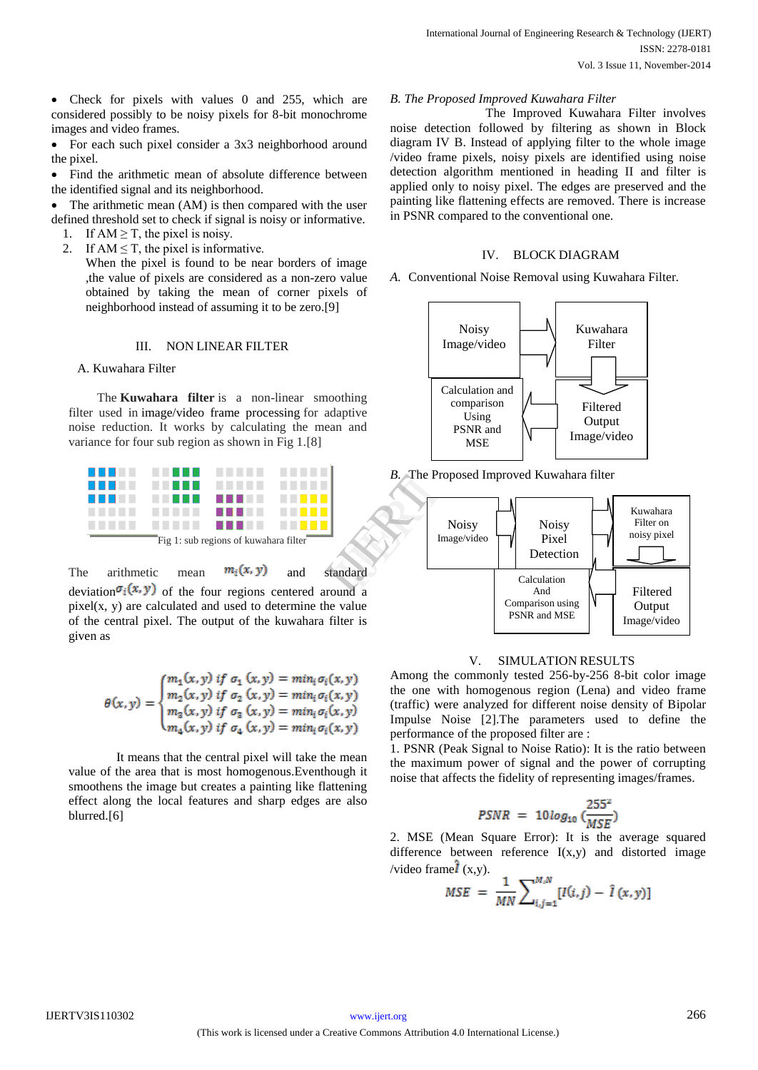- Check for pixels with values 0 and 255, which are considered possibly to be noisy pixels for 8-bit monochrome images and video frames.
- For each such pixel consider a 3x3 neighborhood around the pixel.
- Find the arithmetic mean of absolute difference between the identified signal and its neighborhood.
- The arithmetic mean (AM) is then compared with the user defined threshold set to check if signal is noisy or informative.
  1. If AM ≥ T, the pixel is noisy.
  2. If AM ≤ T, the pixel is informative.

  When the pixel is found to be near borders of image ,the value of pixels are considered as a non-zero value obtained by taking the mean of corner pixels of neighborhood instead of assuming it to be zero.[9]

## III. NON LINEAR FILTER

### A. Kuwahara Filter

The **Kuwahara filter** is a non-linear smoothing filter used in image/video frame processing for adaptive noise reduction. It works by calculating the mean and variance for four sub region as shown in Fig 1.[8]

Fig 1: sub regions of kuwahara filter

The arithmetic mean $m_i(x,y)$ and standard deviation $\sigma_i(x,y)$ of the four regions centered around a pixel(x, y) are calculated and used to determine the value of the central pixel. The output of the kuwahara filter is given as

$$\theta(x,y) = \begin{cases} m_1(x,y) \text{ if } \sigma_1(x,y) = min_i\,\sigma_i(x,y) \\ m_2(x,y) \text{ if } \sigma_2(x,y) = min_i\,\sigma_i(x,y) \\ m_3(x,y) \text{ if } \sigma_3(x,y) = min_i\,\sigma_i(x,y) \\ m_4(x,y) \text{ if } \sigma_4(x,y) = min_i\,\sigma_i(x,y) \end{cases}$$

It means that the central pixel will take the mean value of the area that is most homogenous.Eventhough it smoothens the image but creates a painting like flattening effect along the local features and sharp edges are also blurred.[6]

### *B. The Proposed Improved Kuwahara Filter*

The Improved Kuwahara Filter involves noise detection followed by filtering as shown in Block diagram IV B. Instead of applying filter to the whole image /video frame pixels, noisy pixels are identified using noise detection algorithm mentioned in heading II and filter is applied only to noisy pixel. The edges are preserved and the painting like flattening effects are removed. There is increase in PSNR compared to the conventional one.

## IV. BLOCK DIAGRAM

*A.* Conventional Noise Removal using Kuwahara Filter.

Noisy Image/video → Kuwahara Filter → Filtered Output Image/video → Calculation and comparison Using PSNR and MSE

*B.* The Proposed Improved Kuwahara filter

Noisy Image/video → Noisy Pixel Detection → Kuwahara Filter on noisy pixel → Filtered Output Image/video → Calculation And Comparison using PSNR and MSE

## V. SIMULATION RESULTS

Among the commonly tested 256-by-256 8-bit color image the one with homogenous region (Lena) and video frame (traffic) were analyzed for different noise density of Bipolar Impulse Noise [2].The parameters used to define the performance of the proposed filter are :

1. PSNR (Peak Signal to Noise Ratio): It is the ratio between the maximum power of signal and the power of corrupting noise that affects the fidelity of representing images/frames.

$$PSNR = 10\log_{10}\left(\frac{255^2}{MSE}\right)$$

2. MSE (Mean Square Error): It is the average squared difference between reference I(x,y) and distorted image /video frame $\hat{I}$ (x,y).

$$MSE = \frac{1}{MN}\sum_{i,j=1}^{M,N}[I(i,j) - \hat{I}(x,y)]$$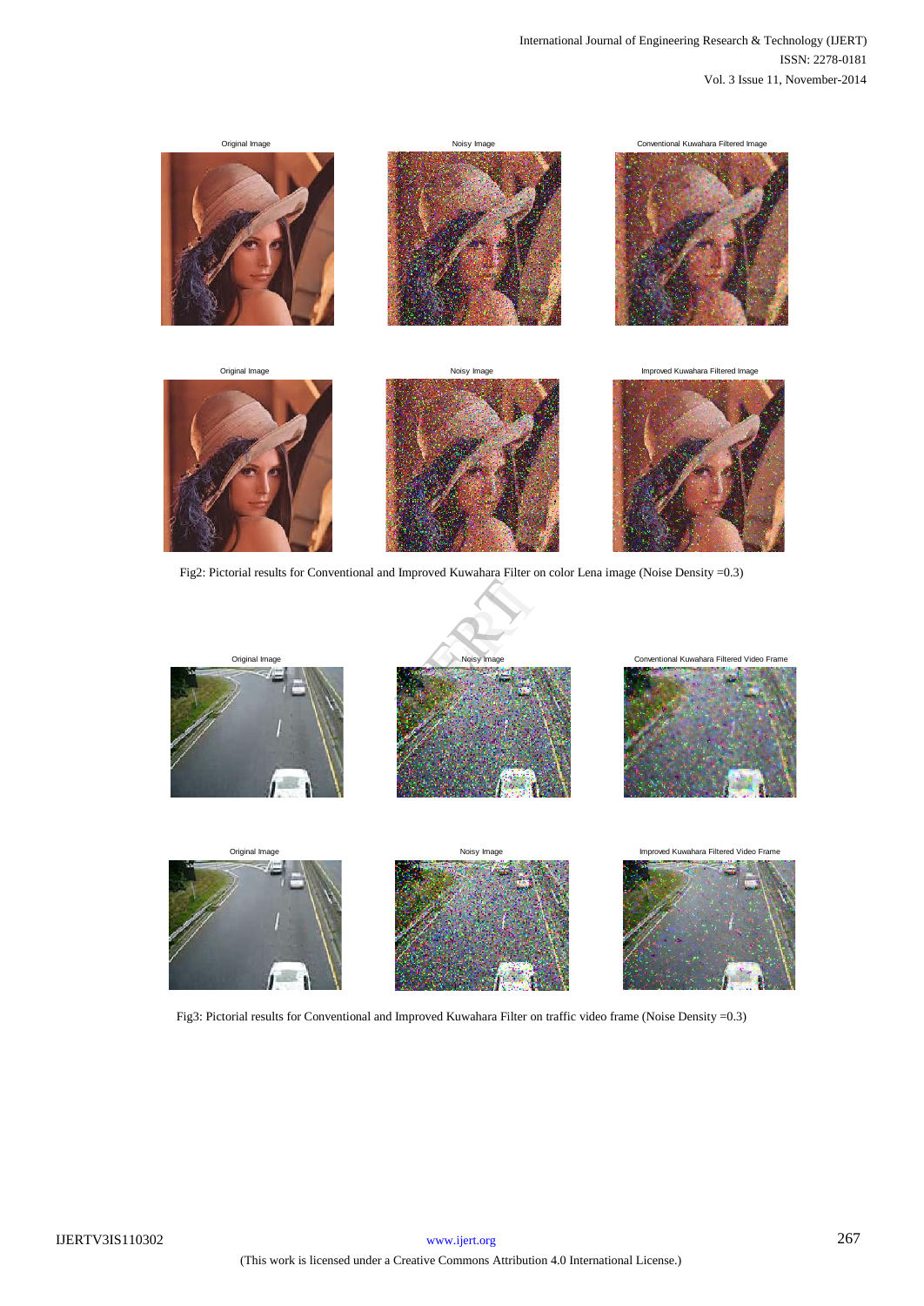Original Image | Noisy Image | Conventional Kuwahara Filtered Image

Original Image | Noisy Image | Improved Kuwahara Filtered Image

Fig2: Pictorial results for Conventional and Improved Kuwahara Filter on color Lena image (Noise Density =0.3)

Original Image | Noisy Image | Conventional Kuwahara Filtered Video Frame

Original Image | Noisy Image | Improved Kuwahara Filtered Video Frame

Fig3: Pictorial results for Conventional and Improved Kuwahara Filter on traffic video frame (Noise Density =0.3)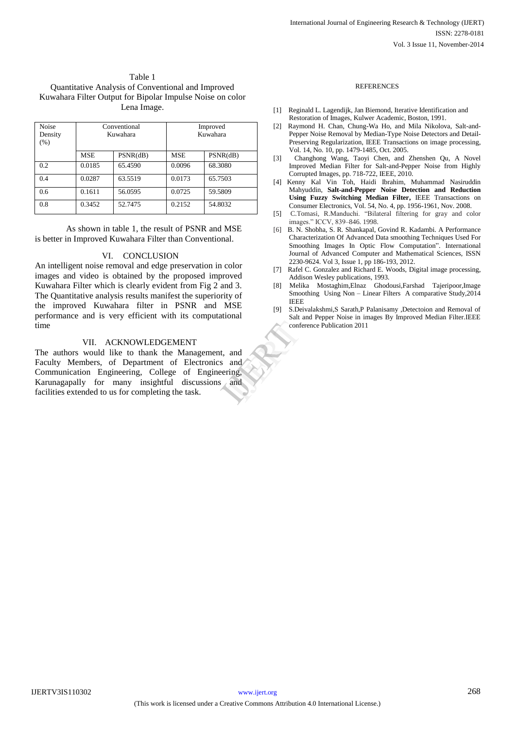Table 1
Quantitative Analysis of Conventional and Improved Kuwahara Filter Output for Bipolar Impulse Noise on color Lena Image.

| Noise Density (%) | Conventional Kuwahara | | Improved Kuwahara | |
|---|---|---|---|---|
| | MSE | PSNR(dB) | MSE | PSNR(dB) |
| 0.2 | 0.0185 | 65.4590 | 0.0096 | 68.3080 |
| 0.4 | 0.0287 | 63.5519 | 0.0173 | 65.7503 |
| 0.6 | 0.1611 | 56.0595 | 0.0725 | 59.5809 |
| 0.8 | 0.3452 | 52.7475 | 0.2152 | 54.8032 |

As shown in table 1, the result of PSNR and MSE is better in Improved Kuwahara Filter than Conventional.

## VI. CONCLUSION

An intelligent noise removal and edge preservation in color images and video is obtained by the proposed improved Kuwahara Filter which is clearly evident from Fig 2 and 3. The Quantitative analysis results manifest the superiority of the improved Kuwahara filter in PSNR and MSE performance and is very efficient with its computational time

## VII. ACKNOWLEDGEMENT

The authors would like to thank the Management, and Faculty Members, of Department of Electronics and Communication Engineering, College of Engineering, Karunagapally for many insightful discussions and facilities extended to us for completing the task.

## REFERENCES

[1] Reginald L. Lagendijk, Jan Biemond, Iterative Identification and Restoration of Images, Kulwer Academic, Boston, 1991.

[2] Raymond H. Chan, Chung-Wa Ho, and Mila Nikolova, Salt-and-Pepper Noise Removal by Median-Type Noise Detectors and Detail-Preserving Regularization, IEEE Transactions on image processing, Vol. 14, No. 10, pp. 1479-1485, Oct. 2005.

[3] Changhong Wang, Taoyi Chen, and Zhenshen Qu, A Novel Improved Median Filter for Salt-and-Pepper Noise from Highly Corrupted Images, pp. 718-722, IEEE, 2010.

[4] Kenny Kal Vin Toh, Haidi Ibrahim, Muhammad Nasiruddin Mahyuddin, **Salt-and-Pepper Noise Detection and Reduction Using Fuzzy Switching Median Filter,** IEEE Transactions on Consumer Electronics, Vol. 54, No. 4, pp. 1956-1961, Nov. 2008.

[5] C.Tomasi, R.Manduchi. "Bilateral filtering for gray and color images." ICCV, 839–846. 1998.

[6] B. N. Shobha, S. R. Shankapal, Govind R. Kadambi. A Performance Characterization Of Advanced Data smoothing Techniques Used For Smoothing Images In Optic Flow Computation". International Journal of Advanced Computer and Mathematical Sciences, ISSN 2230-9624. Vol 3, Issue 1, pp 186-193, 2012.

[7] Rafel C. Gonzalez and Richard E. Woods, Digital image processing, Addison Wesley publications, 1993.

[8] Melika Mostaghim,Elnaz Ghodousi,Farshad Tajeripoor,Image Smoothing Using Non – Linear Filters A comparative Study,2014 IEEE

[9] S.Deivalakshmi,S Sarath,P Palanisamy ,Detectoion and Removal of Salt and Pepper Noise in images By Improved Median Filter.IEEE conference Publication 2011